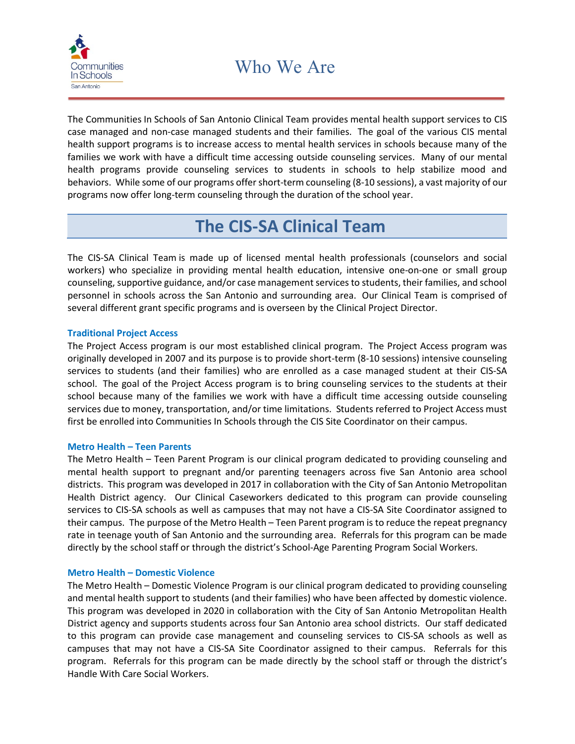# Who We Are

The Communities In Schools of San Antonio Clinical Team provides mental health support services to CIS case managed and non-case managed students and their families. The goal of the various CIS mental health support programs is to increase access to mental health services in schools because many of the families we work with have a difficult time accessing outside counseling services. Many of our mental health programs provide counseling services to students in schools to help stabilize mood and behaviors. While some of our programs offer short-term counseling (8-10 sessions), a vast majority of our programs now offer long-term counseling through the duration of the school year.

## The CIS-SA Clinical Team

The CIS-SA Clinical Team is made up of licensed mental health professionals (counselors and social workers) who specialize in providing mental health education, intensive one-on-one or small group counseling, supportive guidance, and/or case management services to students, their families, and school personnel in schools across the San Antonio and surrounding area. Our Clinical Team is comprised of several different grant specific programs and is overseen by the Clinical Project Director.

### Traditional Project Access

The Project Access program is our most established clinical program. The Project Access program was originally developed in 2007 and its purpose is to provide short-term (8-10 sessions) intensive counseling services to students (and their families) who are enrolled as a case managed student at their CIS-SA school. The goal of the Project Access program is to bring counseling services to the students at their school because many of the families we work with have a difficult time accessing outside counseling services due to money, transportation, and/or time limitations. Students referred to Project Access must first be enrolled into Communities In Schools through the CIS Site Coordinator on their campus.

### Metro Health – Teen Parents

The Metro Health – Teen Parent Program is our clinical program dedicated to providing counseling and mental health support to pregnant and/or parenting teenagers across five San Antonio area school districts. This program was developed in 2017 in collaboration with the City of San Antonio Metropolitan Health District agency. Our Clinical Caseworkers dedicated to this program can provide counseling services to CIS-SA schools as well as campuses that may not have a CIS-SA Site Coordinator assigned to their campus. The purpose of the Metro Health – Teen Parent program is to reduce the repeat pregnancy rate in teenage youth of San Antonio and the surrounding area. Referrals for this program can be made directly by the school staff or through the district's School-Age Parenting Program Social Workers.

### Metro Health – Domestic Violence

The Metro Health – Domestic Violence Program is our clinical program dedicated to providing counseling and mental health support to students (and their families) who have been affected by domestic violence. This program was developed in 2020 in collaboration with the City of San Antonio Metropolitan Health District agency and supports students across four San Antonio area school districts. Our staff dedicated to this program can provide case management and counseling services to CIS-SA schools as well as campuses that may not have a CIS-SA Site Coordinator assigned to their campus. Referrals for this program. Referrals for this program can be made directly by the school staff or through the district's Handle With Care Social Workers.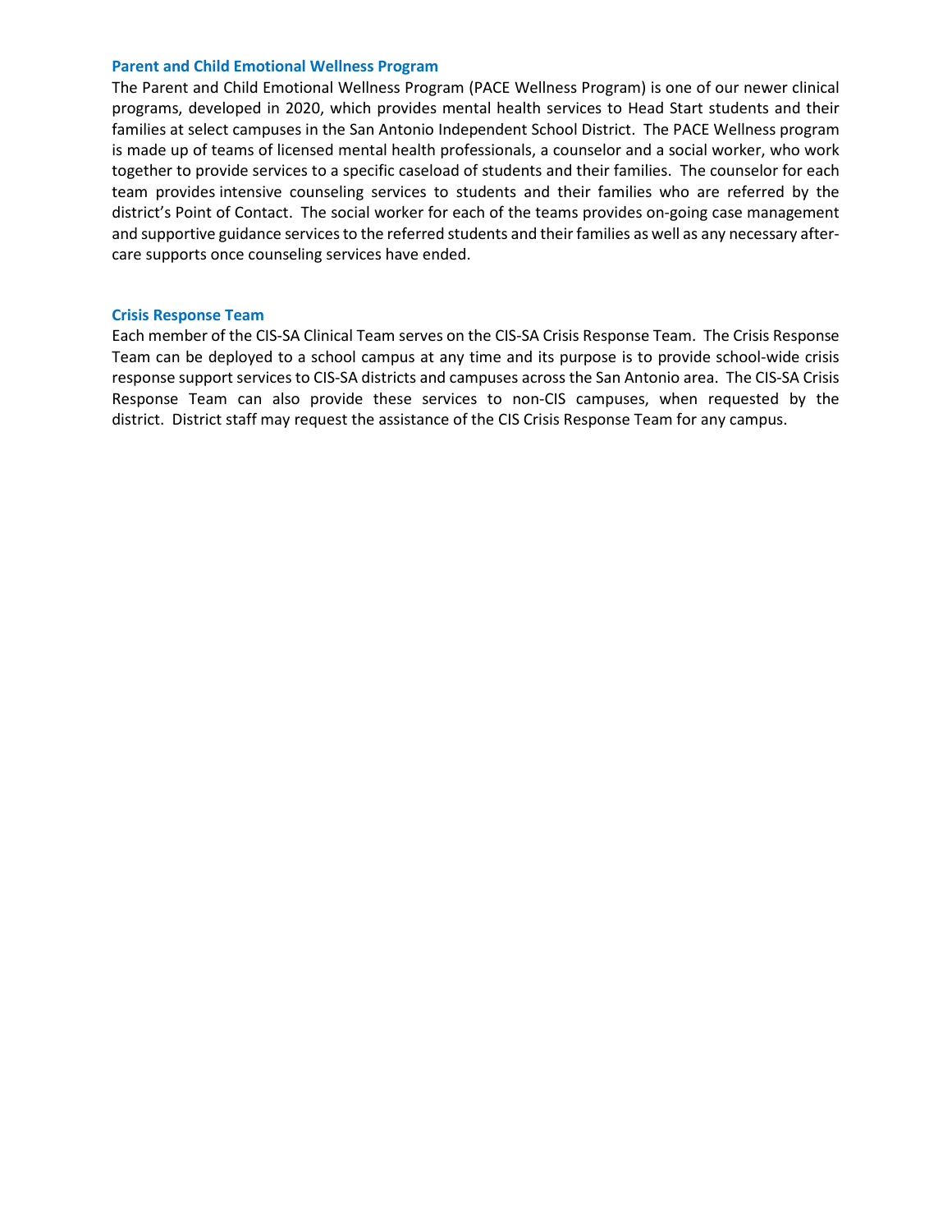### Parent and Child Emotional Wellness Program

The Parent and Child Emotional Wellness Program (PACE Wellness Program) is one of our newer clinical programs, developed in 2020, which provides mental health services to Head Start students and their families at select campuses in the San Antonio Independent School District. The PACE Wellness program is made up of teams of licensed mental health professionals, a counselor and a social worker, who work together to provide services to a specific caseload of students and their families. The counselor for each team provides intensive counseling services to students and their families who are referred by the district's Point of Contact. The social worker for each of the teams provides on-going case management and supportive guidance services to the referred students and their families as well as any necessary after-care supports once counseling services have ended.

### Crisis Response Team

Each member of the CIS-SA Clinical Team serves on the CIS-SA Crisis Response Team. The Crisis Response Team can be deployed to a school campus at any time and its purpose is to provide school-wide crisis response support services to CIS-SA districts and campuses across the San Antonio area. The CIS-SA Crisis Response Team can also provide these services to non-CIS campuses, when requested by the district. District staff may request the assistance of the CIS Crisis Response Team for any campus.